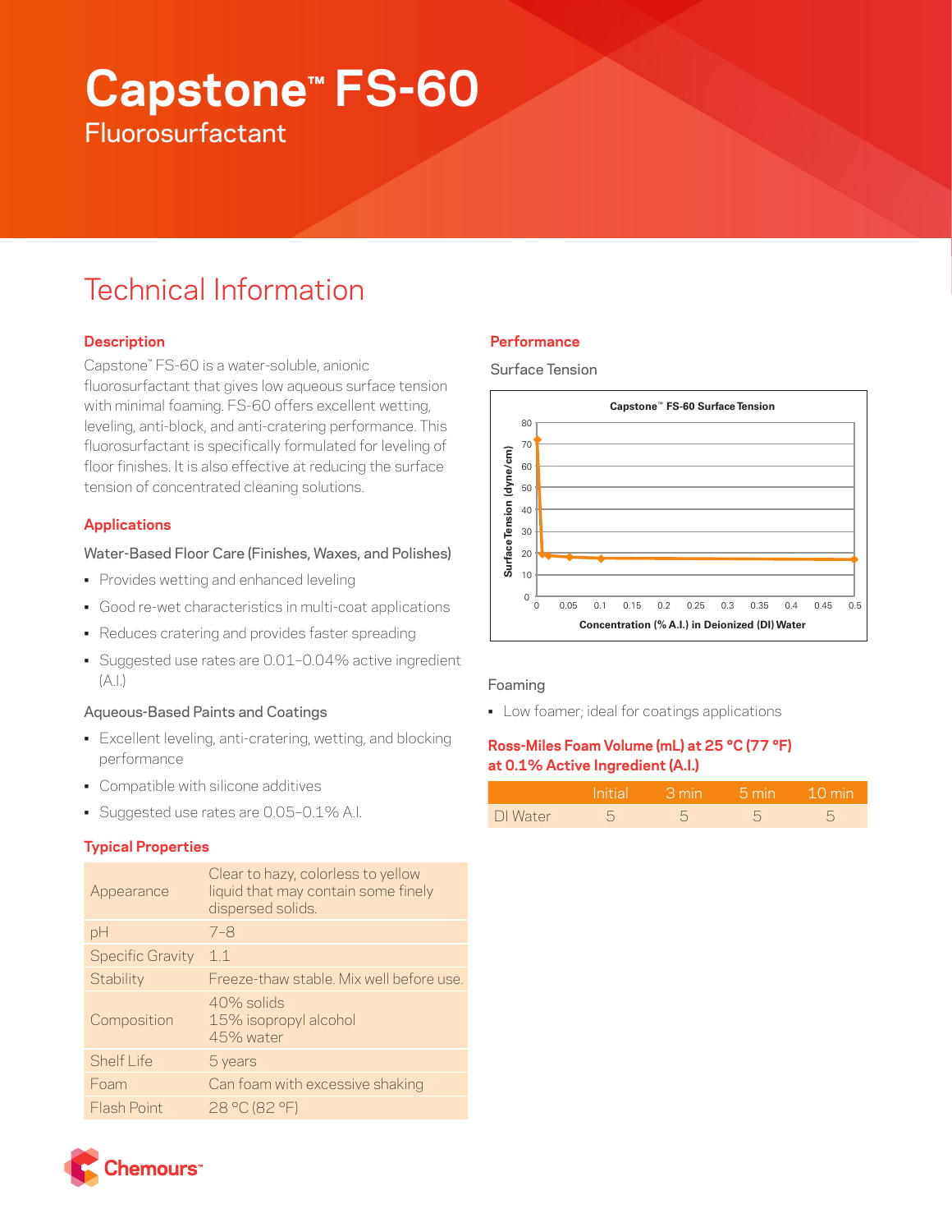# Capstone™ FS-60

## Fluorosurfactant

## Technical Information

### Description

Capstone™ FS-60 is a water-soluble, anionic fluorosurfactant that gives low aqueous surface tension with minimal foaming. FS-60 offers excellent wetting, leveling, anti-block, and anti-cratering performance. This fluorosurfactant is specifically formulated for leveling of floor finishes. It is also effective at reducing the surface tension of concentrated cleaning solutions.

### Applications

Water-Based Floor Care (Finishes, Waxes, and Polishes)

- Provides wetting and enhanced leveling
- Good re-wet characteristics in multi-coat applications
- Reduces cratering and provides faster spreading
- Suggested use rates are 0.01–0.04% active ingredient (A.I.)

Aqueous-Based Paints and Coatings

- Excellent leveling, anti-cratering, wetting, and blocking performance
- Compatible with silicone additives
- Suggested use rates are 0.05–0.1% A.I.

### Typical Properties

| | |
|---|---|
| Appearance | Clear to hazy, colorless to yellow liquid that may contain some finely dispersed solids. |
| pH | 7–8 |
| Specific Gravity | 1.1 |
| Stability | Freeze-thaw stable. Mix well before use. |
| Composition | 40% solids<br>15% isopropyl alcohol<br>45% water |
| Shelf Life | 5 years |
| Foam | Can foam with excessive shaking |
| Flash Point | 28 °C (82 °F) |

### Performance

Surface Tension

Capstone™ FS-60 Surface Tension

Surface Tension (dyne/cm) vs. Concentration (% A.I.) in Deionized (DI) Water

Foaming

- Low foamer; ideal for coatings applications

**Ross-Miles Foam Volume (mL) at 25 °C (77 °F) at 0.1% Active Ingredient (A.I.)**

| | Initial | 3 min | 5 min | 10 min |
|---|---|---|---|---|
| DI Water | 5 | 5 | 5 | 5 |

Chemours™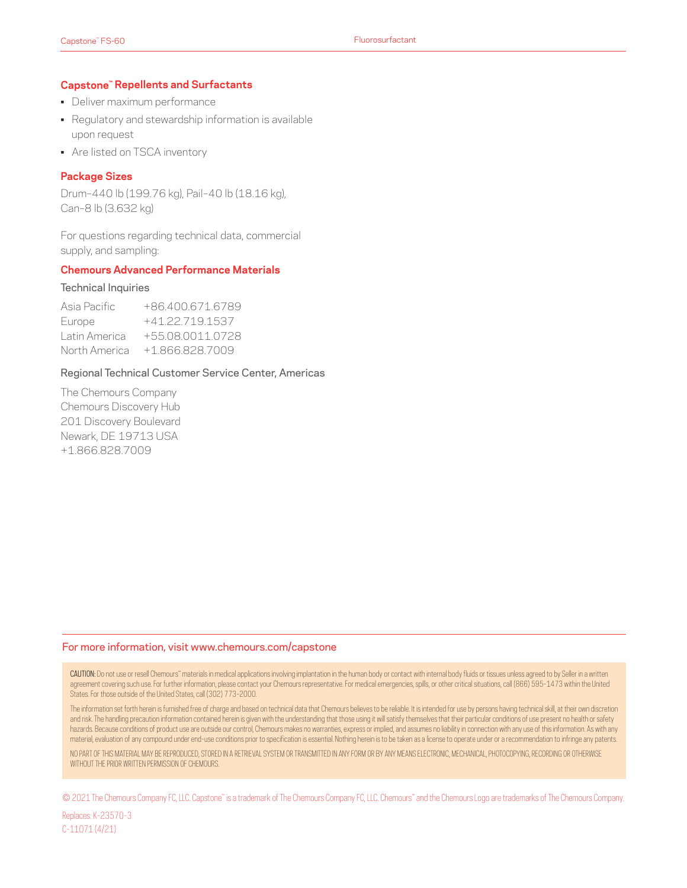## Capstone™ Repellents and Surfactants

- Deliver maximum performance
- Regulatory and stewardship information is available upon request
- Are listed on TSCA inventory

## Package Sizes

Drum–440 lb (199.76 kg), Pail–40 lb (18.16 kg), Can–8 lb (3.632 kg)

For questions regarding technical data, commercial supply, and sampling:

## Chemours Advanced Performance Materials

### Technical Inquiries

| | |
|---|---|
| Asia Pacific | +86.400.671.6789 |
| Europe | +41.22.719.1537 |
| Latin America | +55.08.0011.0728 |
| North America | +1.866.828.7009 |

### Regional Technical Customer Service Center, Americas

The Chemours Company
Chemours Discovery Hub
201 Discovery Boulevard
Newark, DE 19713 USA
+1.866.828.7009

For more information, visit www.chemours.com/capstone

CAUTION: Do not use or resell Chemours™ materials in medical applications involving implantation in the human body or contact with internal body fluids or tissues unless agreed to by Seller in a written agreement covering such use. For further information, please contact your Chemours representative. For medical emergencies, spills, or other critical situations, call (866) 595-1473 within the United States. For those outside of the United States, call (302) 773-2000.

The information set forth herein is furnished free of charge and based on technical data that Chemours believes to be reliable. It is intended for use by persons having technical skill, at their own discretion and risk. The handling precaution information contained herein is given with the understanding that those using it will satisfy themselves that their particular conditions of use present no health or safety hazards. Because conditions of product use are outside our control, Chemours makes no warranties, express or implied, and assumes no liability in connection with any use of this information. As with any material, evaluation of any compound under end-use conditions prior to specification is essential. Nothing herein is to be taken as a license to operate under or a recommendation to infringe any patents.

NO PART OF THIS MATERIAL MAY BE REPRODUCED, STORED IN A RETRIEVAL SYSTEM OR TRANSMITTED IN ANY FORM OR BY ANY MEANS ELECTRONIC, MECHANICAL, PHOTOCOPYING, RECORDING OR OTHERWISE WITHOUT THE PRIOR WRITTEN PERMISSION OF CHEMOURS.

© 2021 The Chemours Company FC, LLC. Capstone™ is a trademark of The Chemours Company FC, LLC. Chemours™ and the Chemours Logo are trademarks of The Chemours Company.

Replaces: K-23570-3
C-11071 (4/21)